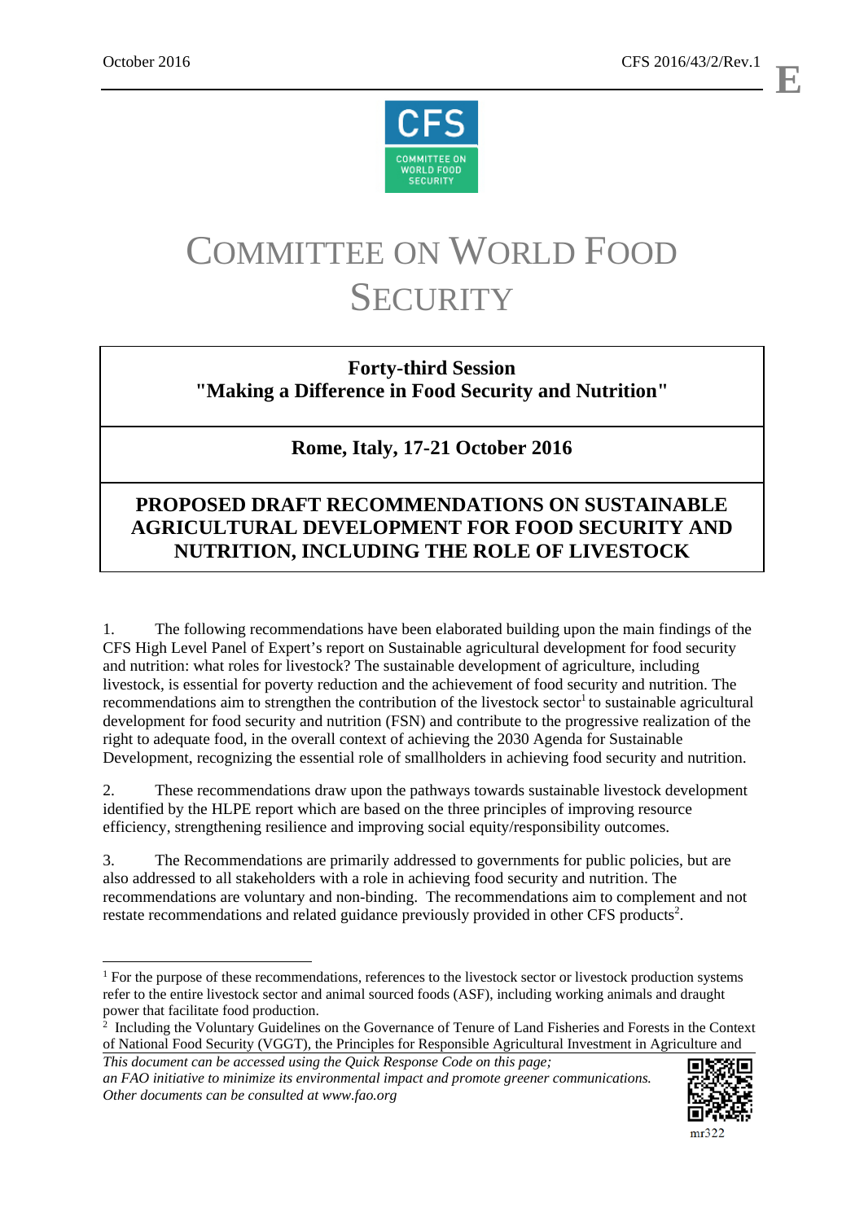October 2016 CFS 2016/43/2/Rev.1

E

# COMMITTEE ON WORLD FOOD SECURITY

**Forty-third Session**
**"Making a Difference in Food Security and Nutrition"**

**Rome, Italy, 17-21 October 2016**

## PROPOSED DRAFT RECOMMENDATIONS ON SUSTAINABLE AGRICULTURAL DEVELOPMENT FOR FOOD SECURITY AND NUTRITION, INCLUDING THE ROLE OF LIVESTOCK

1. The following recommendations have been elaborated building upon the main findings of the CFS High Level Panel of Expert's report on Sustainable agricultural development for food security and nutrition: what roles for livestock? The sustainable development of agriculture, including livestock, is essential for poverty reduction and the achievement of food security and nutrition. The recommendations aim to strengthen the contribution of the livestock sector[1] to sustainable agricultural development for food security and nutrition (FSN) and contribute to the progressive realization of the right to adequate food, in the overall context of achieving the 2030 Agenda for Sustainable Development, recognizing the essential role of smallholders in achieving food security and nutrition.

2. These recommendations draw upon the pathways towards sustainable livestock development identified by the HLPE report which are based on the three principles of improving resource efficiency, strengthening resilience and improving social equity/responsibility outcomes.

3. The Recommendations are primarily addressed to governments for public policies, but are also addressed to all stakeholders with a role in achieving food security and nutrition. The recommendations are voluntary and non-binding. The recommendations aim to complement and not restate recommendations and related guidance previously provided in other CFS products[2].

---

[1] For the purpose of these recommendations, references to the livestock sector or livestock production systems refer to the entire livestock sector and animal sourced foods (ASF), including working animals and draught power that facilitate food production.

[2] Including the Voluntary Guidelines on the Governance of Tenure of Land Fisheries and Forests in the Context of National Food Security (VGGT), the Principles for Responsible Agricultural Investment in Agriculture and

*This document can be accessed using the Quick Response Code on this page; an FAO initiative to minimize its environmental impact and promote greener communications. Other documents can be consulted at www.fao.org*

mr322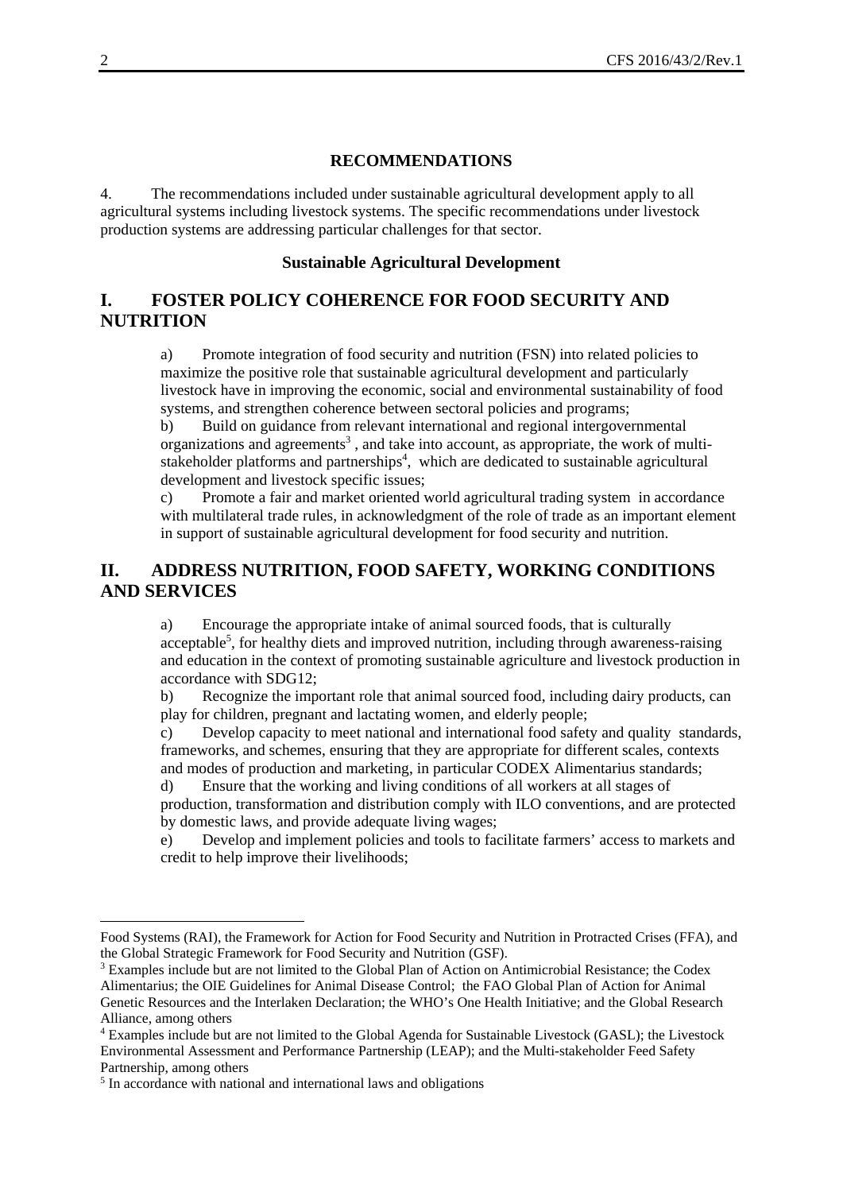## RECOMMENDATIONS

4. The recommendations included under sustainable agricultural development apply to all agricultural systems including livestock systems. The specific recommendations under livestock production systems are addressing particular challenges for that sector.

### Sustainable Agricultural Development

## I. FOSTER POLICY COHERENCE FOR FOOD SECURITY AND NUTRITION

a) Promote integration of food security and nutrition (FSN) into related policies to maximize the positive role that sustainable agricultural development and particularly livestock have in improving the economic, social and environmental sustainability of food systems, and strengthen coherence between sectoral policies and programs;

b) Build on guidance from relevant international and regional intergovernmental organizations and agreements[3] , and take into account, as appropriate, the work of multi-stakeholder platforms and partnerships[4], which are dedicated to sustainable agricultural development and livestock specific issues;

c) Promote a fair and market oriented world agricultural trading system in accordance with multilateral trade rules, in acknowledgment of the role of trade as an important element in support of sustainable agricultural development for food security and nutrition.

## II. ADDRESS NUTRITION, FOOD SAFETY, WORKING CONDITIONS AND SERVICES

a) Encourage the appropriate intake of animal sourced foods, that is culturally acceptable[5], for healthy diets and improved nutrition, including through awareness-raising and education in the context of promoting sustainable agriculture and livestock production in accordance with SDG12;

b) Recognize the important role that animal sourced food, including dairy products, can play for children, pregnant and lactating women, and elderly people;

c) Develop capacity to meet national and international food safety and quality standards, frameworks, and schemes, ensuring that they are appropriate for different scales, contexts and modes of production and marketing, in particular CODEX Alimentarius standards;

d) Ensure that the working and living conditions of all workers at all stages of production, transformation and distribution comply with ILO conventions, and are protected by domestic laws, and provide adequate living wages;

e) Develop and implement policies and tools to facilitate farmers' access to markets and credit to help improve their livelihoods;

---

Food Systems (RAI), the Framework for Action for Food Security and Nutrition in Protracted Crises (FFA), and the Global Strategic Framework for Food Security and Nutrition (GSF).

[3] Examples include but are not limited to the Global Plan of Action on Antimicrobial Resistance; the Codex Alimentarius; the OIE Guidelines for Animal Disease Control; the FAO Global Plan of Action for Animal Genetic Resources and the Interlaken Declaration; the WHO's One Health Initiative; and the Global Research Alliance, among others

[4] Examples include but are not limited to the Global Agenda for Sustainable Livestock (GASL); the Livestock Environmental Assessment and Performance Partnership (LEAP); and the Multi-stakeholder Feed Safety Partnership, among others

[5] In accordance with national and international laws and obligations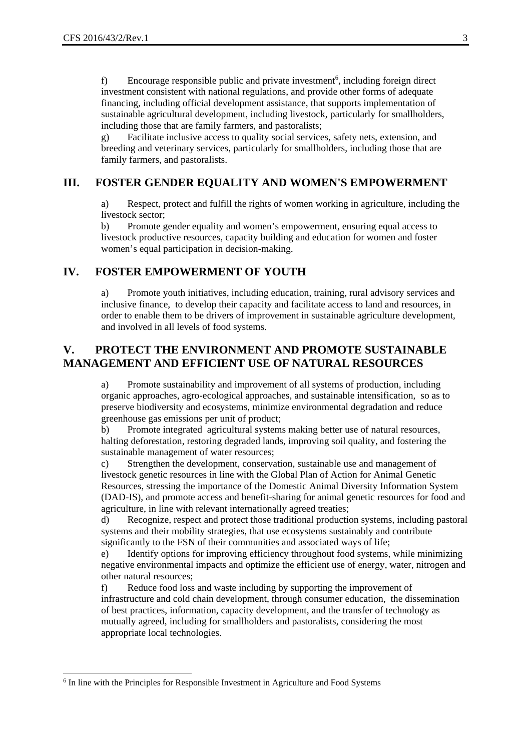f) Encourage responsible public and private investment[6], including foreign direct investment consistent with national regulations, and provide other forms of adequate financing, including official development assistance, that supports implementation of sustainable agricultural development, including livestock, particularly for smallholders, including those that are family farmers, and pastoralists;

g) Facilitate inclusive access to quality social services, safety nets, extension, and breeding and veterinary services, particularly for smallholders, including those that are family farmers, and pastoralists.

## III. FOSTER GENDER EQUALITY AND WOMEN'S EMPOWERMENT

a) Respect, protect and fulfill the rights of women working in agriculture, including the livestock sector;

b) Promote gender equality and women's empowerment, ensuring equal access to livestock productive resources, capacity building and education for women and foster women's equal participation in decision-making.

## IV. FOSTER EMPOWERMENT OF YOUTH

a) Promote youth initiatives, including education, training, rural advisory services and inclusive finance, to develop their capacity and facilitate access to land and resources, in order to enable them to be drivers of improvement in sustainable agriculture development, and involved in all levels of food systems.

## V. PROTECT THE ENVIRONMENT AND PROMOTE SUSTAINABLE MANAGEMENT AND EFFICIENT USE OF NATURAL RESOURCES

a) Promote sustainability and improvement of all systems of production, including organic approaches, agro-ecological approaches, and sustainable intensification, so as to preserve biodiversity and ecosystems, minimize environmental degradation and reduce greenhouse gas emissions per unit of product;

b) Promote integrated agricultural systems making better use of natural resources, halting deforestation, restoring degraded lands, improving soil quality, and fostering the sustainable management of water resources;

c) Strengthen the development, conservation, sustainable use and management of livestock genetic resources in line with the Global Plan of Action for Animal Genetic Resources, stressing the importance of the Domestic Animal Diversity Information System (DAD-IS), and promote access and benefit-sharing for animal genetic resources for food and agriculture, in line with relevant internationally agreed treaties;

d) Recognize, respect and protect those traditional production systems, including pastoral systems and their mobility strategies, that use ecosystems sustainably and contribute significantly to the FSN of their communities and associated ways of life;

e) Identify options for improving efficiency throughout food systems, while minimizing negative environmental impacts and optimize the efficient use of energy, water, nitrogen and other natural resources;

f) Reduce food loss and waste including by supporting the improvement of infrastructure and cold chain development, through consumer education, the dissemination of best practices, information, capacity development, and the transfer of technology as mutually agreed, including for smallholders and pastoralists, considering the most appropriate local technologies.

[6] In line with the Principles for Responsible Investment in Agriculture and Food Systems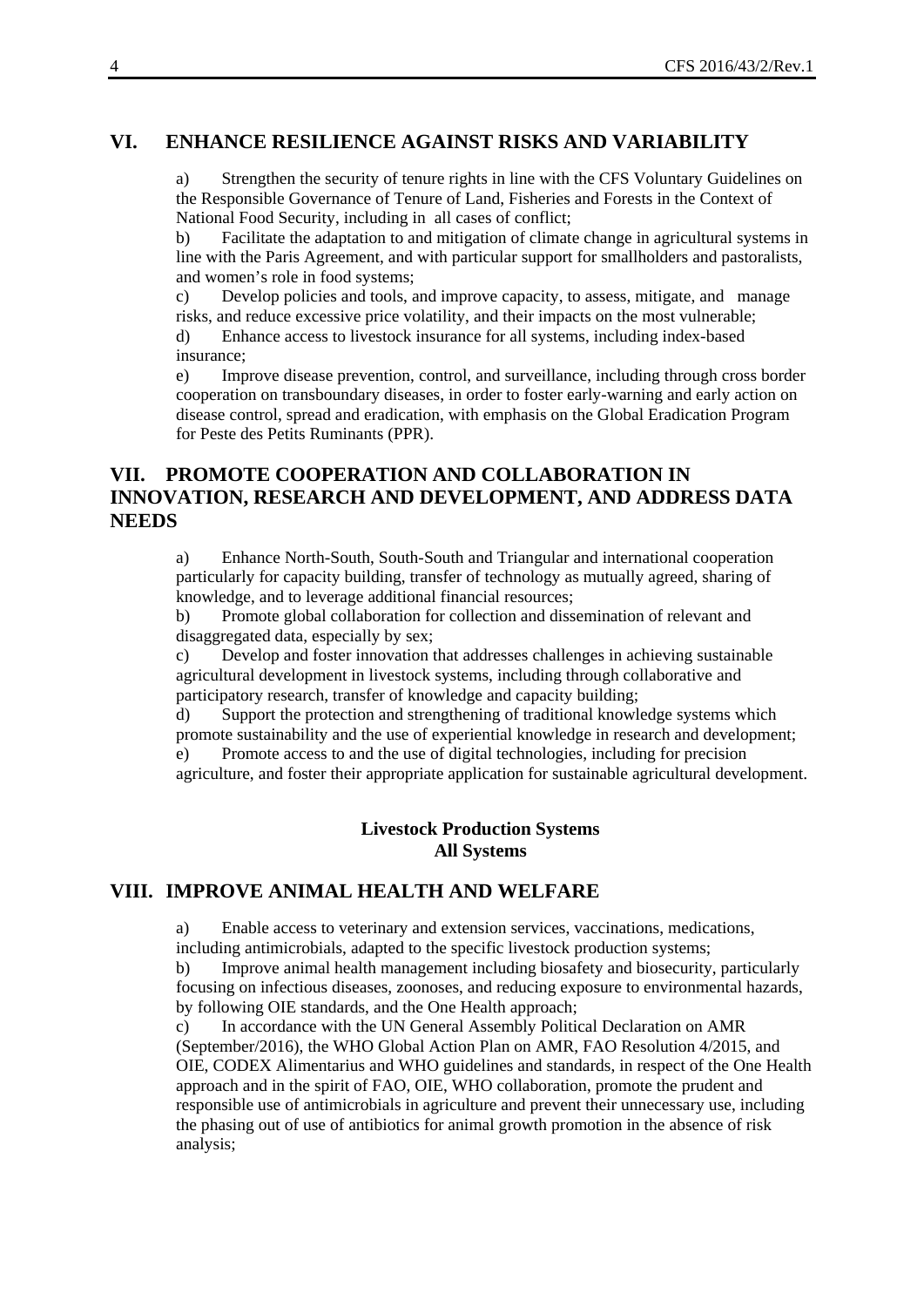## VI. ENHANCE RESILIENCE AGAINST RISKS AND VARIABILITY

a) Strengthen the security of tenure rights in line with the CFS Voluntary Guidelines on the Responsible Governance of Tenure of Land, Fisheries and Forests in the Context of National Food Security, including in all cases of conflict;

b) Facilitate the adaptation to and mitigation of climate change in agricultural systems in line with the Paris Agreement, and with particular support for smallholders and pastoralists, and women's role in food systems;

c) Develop policies and tools, and improve capacity, to assess, mitigate, and manage risks, and reduce excessive price volatility, and their impacts on the most vulnerable;

d) Enhance access to livestock insurance for all systems, including index-based insurance;

e) Improve disease prevention, control, and surveillance, including through cross border cooperation on transboundary diseases, in order to foster early-warning and early action on disease control, spread and eradication, with emphasis on the Global Eradication Program for Peste des Petits Ruminants (PPR).

## VII. PROMOTE COOPERATION AND COLLABORATION IN INNOVATION, RESEARCH AND DEVELOPMENT, AND ADDRESS DATA NEEDS

a) Enhance North-South, South-South and Triangular and international cooperation particularly for capacity building, transfer of technology as mutually agreed, sharing of knowledge, and to leverage additional financial resources;

b) Promote global collaboration for collection and dissemination of relevant and disaggregated data, especially by sex;

c) Develop and foster innovation that addresses challenges in achieving sustainable agricultural development in livestock systems, including through collaborative and participatory research, transfer of knowledge and capacity building;

d) Support the protection and strengthening of traditional knowledge systems which promote sustainability and the use of experiential knowledge in research and development;

e) Promote access to and the use of digital technologies, including for precision agriculture, and foster their appropriate application for sustainable agricultural development.

**Livestock Production Systems**
**All Systems**

## VIII. IMPROVE ANIMAL HEALTH AND WELFARE

a) Enable access to veterinary and extension services, vaccinations, medications, including antimicrobials, adapted to the specific livestock production systems;

b) Improve animal health management including biosafety and biosecurity, particularly focusing on infectious diseases, zoonoses, and reducing exposure to environmental hazards, by following OIE standards, and the One Health approach;

c) In accordance with the UN General Assembly Political Declaration on AMR (September/2016), the WHO Global Action Plan on AMR, FAO Resolution 4/2015, and OIE, CODEX Alimentarius and WHO guidelines and standards, in respect of the One Health approach and in the spirit of FAO, OIE, WHO collaboration, promote the prudent and responsible use of antimicrobials in agriculture and prevent their unnecessary use, including the phasing out of use of antibiotics for animal growth promotion in the absence of risk analysis;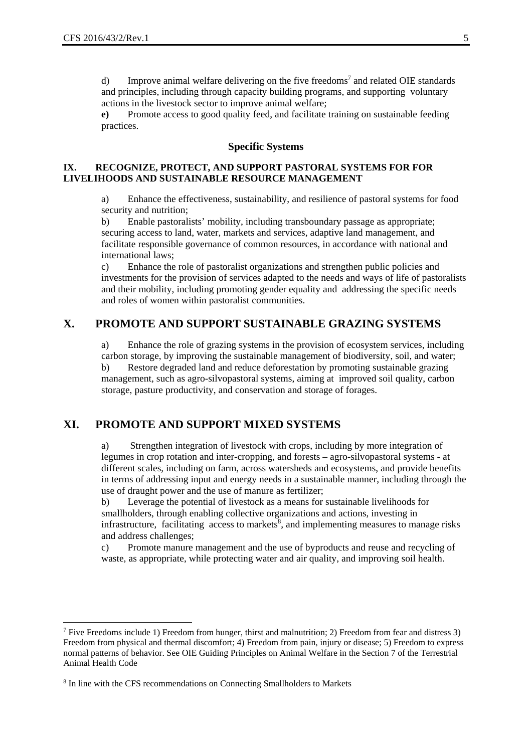d) Improve animal welfare delivering on the five freedoms[7] and related OIE standards and principles, including through capacity building programs, and supporting voluntary actions in the livestock sector to improve animal welfare;

**e)** Promote access to good quality feed, and facilitate training on sustainable feeding practices.

### Specific Systems

#### IX. RECOGNIZE, PROTECT, AND SUPPORT PASTORAL SYSTEMS FOR FOR LIVELIHOODS AND SUSTAINABLE RESOURCE MANAGEMENT

a) Enhance the effectiveness, sustainability, and resilience of pastoral systems for food security and nutrition;

b) Enable pastoralists' mobility, including transboundary passage as appropriate; securing access to land, water, markets and services, adaptive land management, and facilitate responsible governance of common resources, in accordance with national and international laws;

c) Enhance the role of pastoralist organizations and strengthen public policies and investments for the provision of services adapted to the needs and ways of life of pastoralists and their mobility, including promoting gender equality and addressing the specific needs and roles of women within pastoralist communities.

## X. PROMOTE AND SUPPORT SUSTAINABLE GRAZING SYSTEMS

a) Enhance the role of grazing systems in the provision of ecosystem services, including carbon storage, by improving the sustainable management of biodiversity, soil, and water;

b) Restore degraded land and reduce deforestation by promoting sustainable grazing management, such as agro-silvopastoral systems, aiming at improved soil quality, carbon storage, pasture productivity, and conservation and storage of forages.

## XI. PROMOTE AND SUPPORT MIXED SYSTEMS

a) Strengthen integration of livestock with crops, including by more integration of legumes in crop rotation and inter-cropping, and forests – agro-silvopastoral systems - at different scales, including on farm, across watersheds and ecosystems, and provide benefits in terms of addressing input and energy needs in a sustainable manner, including through the use of draught power and the use of manure as fertilizer;

b) Leverage the potential of livestock as a means for sustainable livelihoods for smallholders, through enabling collective organizations and actions, investing in infrastructure, facilitating access to markets[8], and implementing measures to manage risks and address challenges;

c) Promote manure management and the use of byproducts and reuse and recycling of waste, as appropriate, while protecting water and air quality, and improving soil health.

---

[7] Five Freedoms include 1) Freedom from hunger, thirst and malnutrition; 2) Freedom from fear and distress 3) Freedom from physical and thermal discomfort; 4) Freedom from pain, injury or disease; 5) Freedom to express normal patterns of behavior. See OIE Guiding Principles on Animal Welfare in the Section 7 of the Terrestrial Animal Health Code

[8] In line with the CFS recommendations on Connecting Smallholders to Markets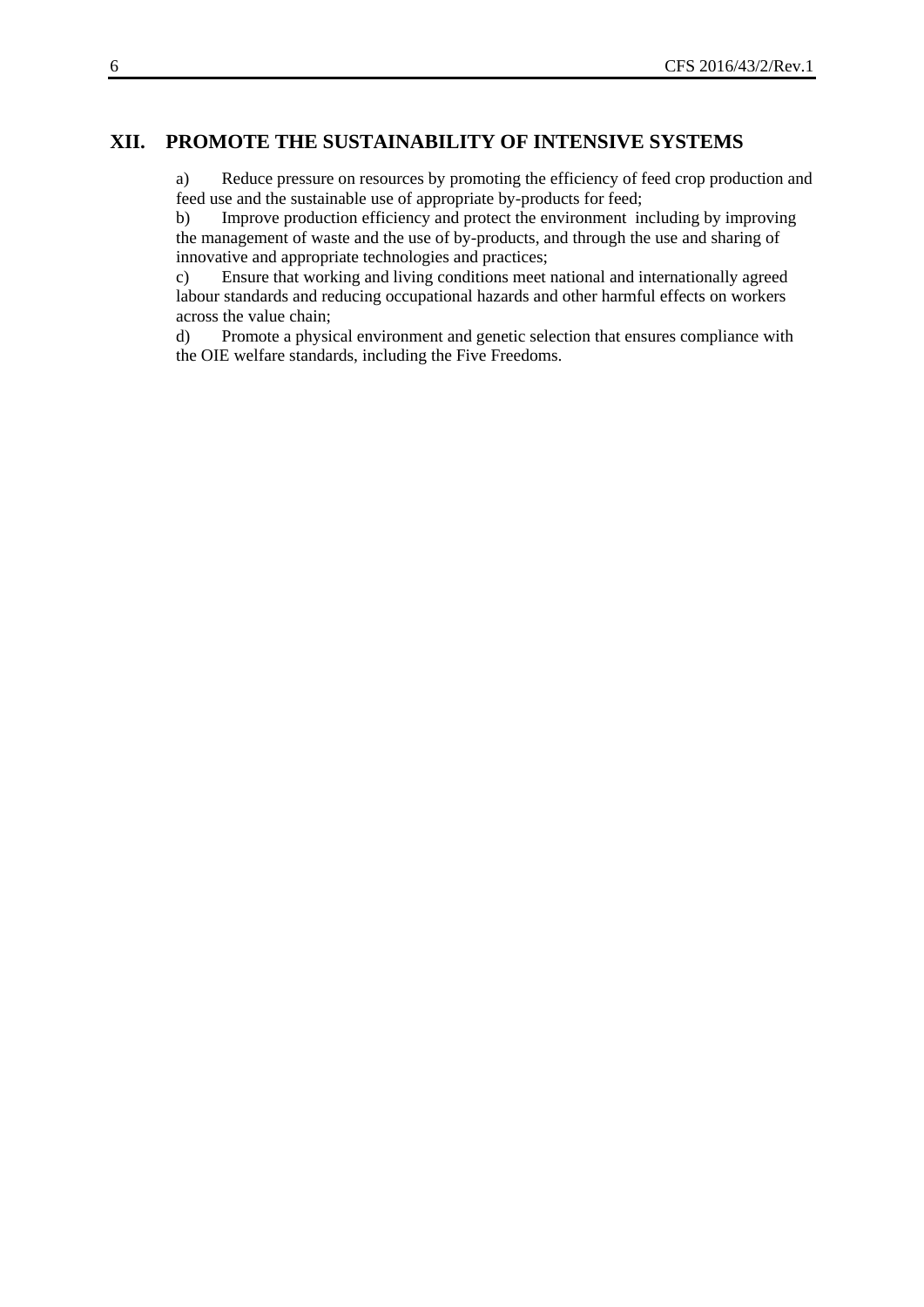## XII. PROMOTE THE SUSTAINABILITY OF INTENSIVE SYSTEMS

a) Reduce pressure on resources by promoting the efficiency of feed crop production and feed use and the sustainable use of appropriate by-products for feed;
b) Improve production efficiency and protect the environment including by improving the management of waste and the use of by-products, and through the use and sharing of innovative and appropriate technologies and practices;
c) Ensure that working and living conditions meet national and internationally agreed labour standards and reducing occupational hazards and other harmful effects on workers across the value chain;
d) Promote a physical environment and genetic selection that ensures compliance with the OIE welfare standards, including the Five Freedoms.